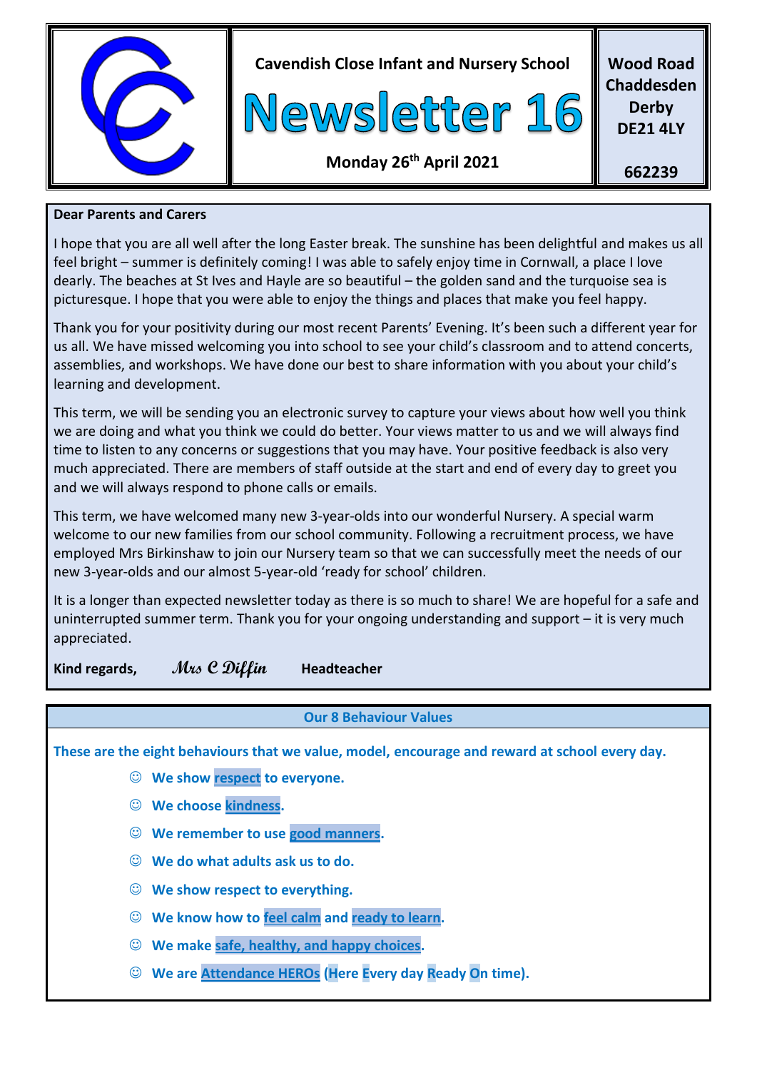| | Cavendish Close Infant and Nursery School | Wood Road |
|---|---|---|
| | **Newsletter 16** | Chaddesden |
| | Monday 26th April 2021 | Derby DE21 4LY |
| | | 662239 |

**Dear Parents and Carers**

I hope that you are all well after the long Easter break. The sunshine has been delightful and makes us all feel bright – summer is definitely coming! I was able to safely enjoy time in Cornwall, a place I love dearly. The beaches at St Ives and Hayle are so beautiful – the golden sand and the turquoise sea is picturesque. I hope that you were able to enjoy the things and places that make you feel happy.

Thank you for your positivity during our most recent Parents' Evening. It's been such a different year for us all. We have missed welcoming you into school to see your child's classroom and to attend concerts, assemblies, and workshops. We have done our best to share information with you about your child's learning and development.

This term, we will be sending you an electronic survey to capture your views about how well you think we are doing and what you think we could do better. Your views matter to us and we will always find time to listen to any concerns or suggestions that you may have. Your positive feedback is also very much appreciated. There are members of staff outside at the start and end of every day to greet you and we will always respond to phone calls or emails.

This term, we have welcomed many new 3-year-olds into our wonderful Nursery. A special warm welcome to our new families from our school community. Following a recruitment process, we have employed Mrs Birkinshaw to join our Nursery team so that we can successfully meet the needs of our new 3-year-olds and our almost 5-year-old 'ready for school' children.

It is a longer than expected newsletter today as there is so much to share! We are hopeful for a safe and uninterrupted summer term. Thank you for your ongoing understanding and support – it is very much appreciated.

**Kind regards,** *Mrs C Diffin* **Headteacher**

## Our 8 Behaviour Values

**These are the eight behaviours that we value, model, encourage and reward at school every day.**

- ☺ **We show respect to everyone.**
- ☺ **We choose kindness.**
- ☺ **We remember to use good manners.**
- ☺ **We do what adults ask us to do.**
- ☺ **We show respect to everything.**
- ☺ **We know how to feel calm and ready to learn.**
- ☺ **We make safe, healthy, and happy choices.**
- ☺ **We are Attendance HEROs (Here Every day Ready On time).**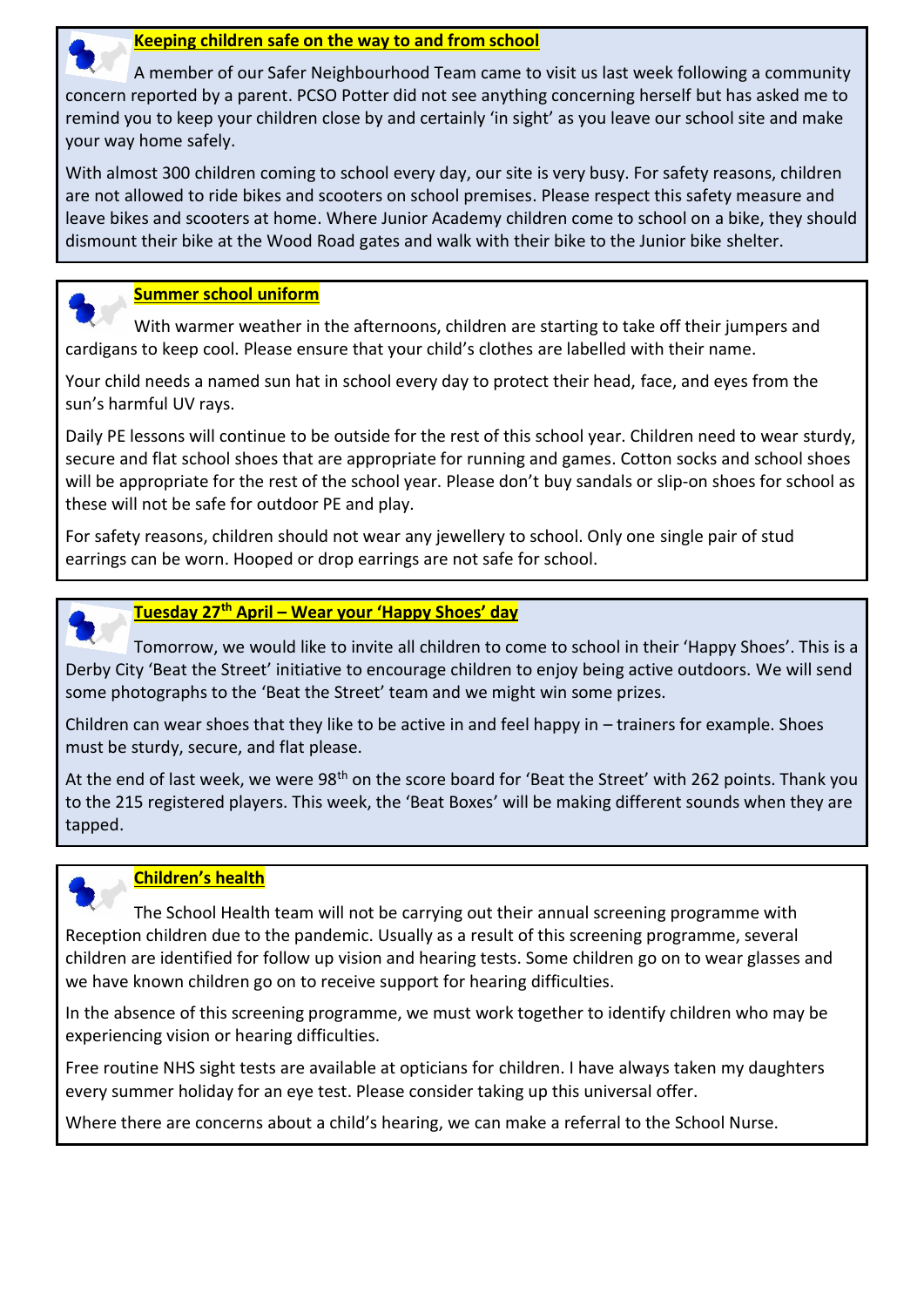## Keeping children safe on the way to and from school

A member of our Safer Neighbourhood Team came to visit us last week following a community concern reported by a parent. PCSO Potter did not see anything concerning herself but has asked me to remind you to keep your children close by and certainly 'in sight' as you leave our school site and make your way home safely.

With almost 300 children coming to school every day, our site is very busy. For safety reasons, children are not allowed to ride bikes and scooters on school premises. Please respect this safety measure and leave bikes and scooters at home. Where Junior Academy children come to school on a bike, they should dismount their bike at the Wood Road gates and walk with their bike to the Junior bike shelter.

## Summer school uniform

With warmer weather in the afternoons, children are starting to take off their jumpers and cardigans to keep cool. Please ensure that your child's clothes are labelled with their name.

Your child needs a named sun hat in school every day to protect their head, face, and eyes from the sun's harmful UV rays.

Daily PE lessons will continue to be outside for the rest of this school year. Children need to wear sturdy, secure and flat school shoes that are appropriate for running and games. Cotton socks and school shoes will be appropriate for the rest of the school year. Please don't buy sandals or slip-on shoes for school as these will not be safe for outdoor PE and play.

For safety reasons, children should not wear any jewellery to school. Only one single pair of stud earrings can be worn. Hooped or drop earrings are not safe for school.

## Tuesday 27th April – Wear your 'Happy Shoes' day

Tomorrow, we would like to invite all children to come to school in their 'Happy Shoes'. This is a Derby City 'Beat the Street' initiative to encourage children to enjoy being active outdoors. We will send some photographs to the 'Beat the Street' team and we might win some prizes.

Children can wear shoes that they like to be active in and feel happy in – trainers for example. Shoes must be sturdy, secure, and flat please.

At the end of last week, we were 98th on the score board for 'Beat the Street' with 262 points. Thank you to the 215 registered players. This week, the 'Beat Boxes' will be making different sounds when they are tapped.

## Children's health

The School Health team will not be carrying out their annual screening programme with Reception children due to the pandemic. Usually as a result of this screening programme, several children are identified for follow up vision and hearing tests. Some children go on to wear glasses and we have known children go on to receive support for hearing difficulties.

In the absence of this screening programme, we must work together to identify children who may be experiencing vision or hearing difficulties.

Free routine NHS sight tests are available at opticians for children. I have always taken my daughters every summer holiday for an eye test. Please consider taking up this universal offer.

Where there are concerns about a child's hearing, we can make a referral to the School Nurse.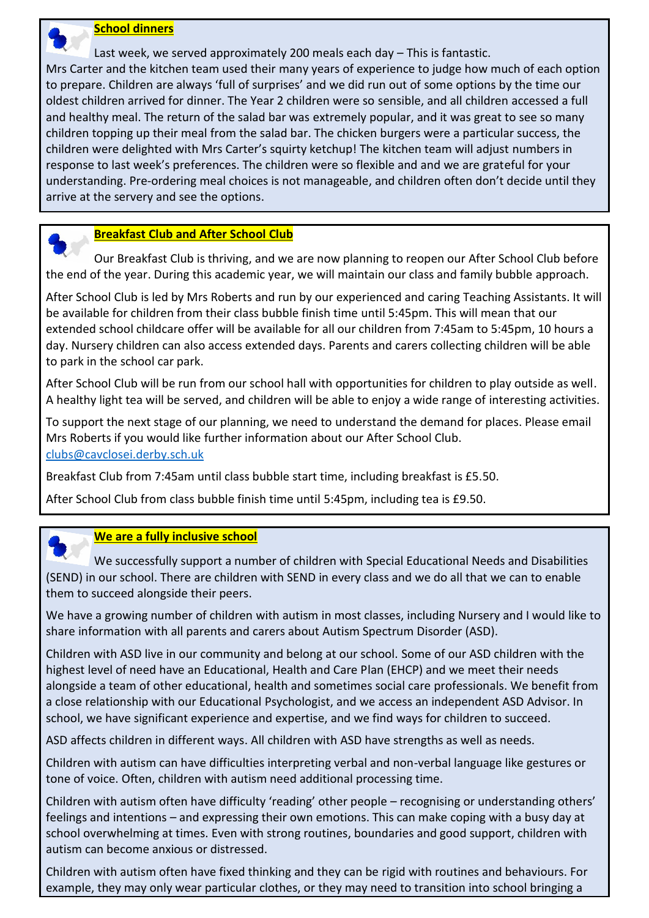## School dinners

Last week, we served approximately 200 meals each day – This is fantastic.
Mrs Carter and the kitchen team used their many years of experience to judge how much of each option to prepare. Children are always 'full of surprises' and we did run out of some options by the time our oldest children arrived for dinner. The Year 2 children were so sensible, and all children accessed a full and healthy meal. The return of the salad bar was extremely popular, and it was great to see so many children topping up their meal from the salad bar. The chicken burgers were a particular success, the children were delighted with Mrs Carter's squirty ketchup! The kitchen team will adjust numbers in response to last week's preferences. The children were so flexible and and we are grateful for your understanding. Pre-ordering meal choices is not manageable, and children often don't decide until they arrive at the servery and see the options.

## Breakfast Club and After School Club

Our Breakfast Club is thriving, and we are now planning to reopen our After School Club before the end of the year. During this academic year, we will maintain our class and family bubble approach.

After School Club is led by Mrs Roberts and run by our experienced and caring Teaching Assistants. It will be available for children from their class bubble finish time until 5:45pm. This will mean that our extended school childcare offer will be available for all our children from 7:45am to 5:45pm, 10 hours a day. Nursery children can also access extended days. Parents and carers collecting children will be able to park in the school car park.

After School Club will be run from our school hall with opportunities for children to play outside as well. A healthy light tea will be served, and children will be able to enjoy a wide range of interesting activities.

To support the next stage of our planning, we need to understand the demand for places. Please email Mrs Roberts if you would like further information about our After School Club.
clubs@cavclosei.derby.sch.uk

Breakfast Club from 7:45am until class bubble start time, including breakfast is £5.50.

After School Club from class bubble finish time until 5:45pm, including tea is £9.50.

## We are a fully inclusive school

We successfully support a number of children with Special Educational Needs and Disabilities (SEND) in our school. There are children with SEND in every class and we do all that we can to enable them to succeed alongside their peers.

We have a growing number of children with autism in most classes, including Nursery and I would like to share information with all parents and carers about Autism Spectrum Disorder (ASD).

Children with ASD live in our community and belong at our school. Some of our ASD children with the highest level of need have an Educational, Health and Care Plan (EHCP) and we meet their needs alongside a team of other educational, health and sometimes social care professionals. We benefit from a close relationship with our Educational Psychologist, and we access an independent ASD Advisor. In school, we have significant experience and expertise, and we find ways for children to succeed.

ASD affects children in different ways. All children with ASD have strengths as well as needs.

Children with autism can have difficulties interpreting verbal and non-verbal language like gestures or tone of voice. Often, children with autism need additional processing time.

Children with autism often have difficulty 'reading' other people – recognising or understanding others' feelings and intentions – and expressing their own emotions. This can make coping with a busy day at school overwhelming at times. Even with strong routines, boundaries and good support, children with autism can become anxious or distressed.

Children with autism often have fixed thinking and they can be rigid with routines and behaviours. For example, they may only wear particular clothes, or they may need to transition into school bringing a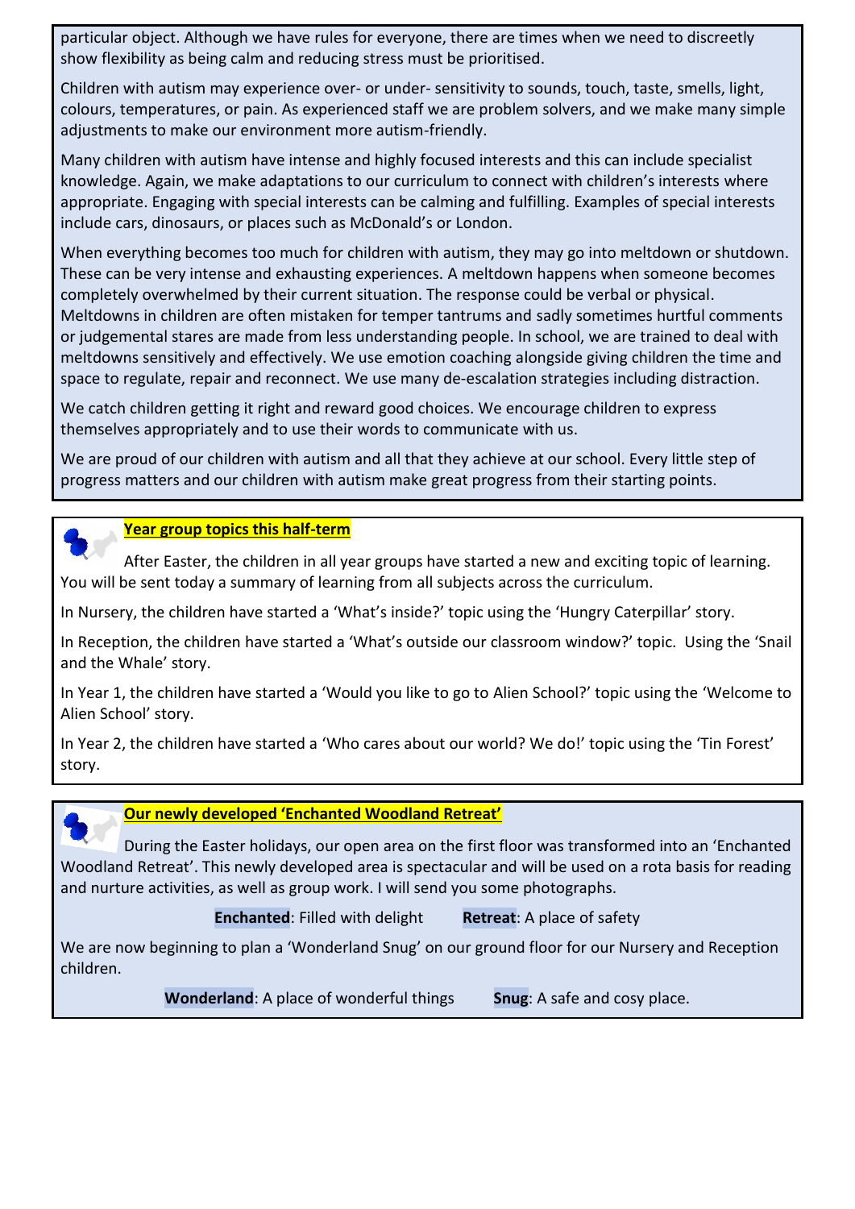particular object. Although we have rules for everyone, there are times when we need to discreetly show flexibility as being calm and reducing stress must be prioritised.

Children with autism may experience over- or under- sensitivity to sounds, touch, taste, smells, light, colours, temperatures, or pain. As experienced staff we are problem solvers, and we make many simple adjustments to make our environment more autism-friendly.

Many children with autism have intense and highly focused interests and this can include specialist knowledge. Again, we make adaptations to our curriculum to connect with children's interests where appropriate. Engaging with special interests can be calming and fulfilling. Examples of special interests include cars, dinosaurs, or places such as McDonald's or London.

When everything becomes too much for children with autism, they may go into meltdown or shutdown. These can be very intense and exhausting experiences. A meltdown happens when someone becomes completely overwhelmed by their current situation. The response could be verbal or physical. Meltdowns in children are often mistaken for temper tantrums and sadly sometimes hurtful comments or judgemental stares are made from less understanding people. In school, we are trained to deal with meltdowns sensitively and effectively. We use emotion coaching alongside giving children the time and space to regulate, repair and reconnect. We use many de-escalation strategies including distraction.

We catch children getting it right and reward good choices. We encourage children to express themselves appropriately and to use their words to communicate with us.

We are proud of our children with autism and all that they achieve at our school. Every little step of progress matters and our children with autism make great progress from their starting points.

## Year group topics this half-term

After Easter, the children in all year groups have started a new and exciting topic of learning. You will be sent today a summary of learning from all subjects across the curriculum.

In Nursery, the children have started a 'What's inside?' topic using the 'Hungry Caterpillar' story.

In Reception, the children have started a 'What's outside our classroom window?' topic. Using the 'Snail and the Whale' story.

In Year 1, the children have started a 'Would you like to go to Alien School?' topic using the 'Welcome to Alien School' story.

In Year 2, the children have started a 'Who cares about our world? We do!' topic using the 'Tin Forest' story.

## Our newly developed 'Enchanted Woodland Retreat'

During the Easter holidays, our open area on the first floor was transformed into an 'Enchanted Woodland Retreat'. This newly developed area is spectacular and will be used on a rota basis for reading and nurture activities, as well as group work. I will send you some photographs.

**Enchanted**: Filled with delight **Retreat**: A place of safety

We are now beginning to plan a 'Wonderland Snug' on our ground floor for our Nursery and Reception children.

**Wonderland**: A place of wonderful things **Snug**: A safe and cosy place.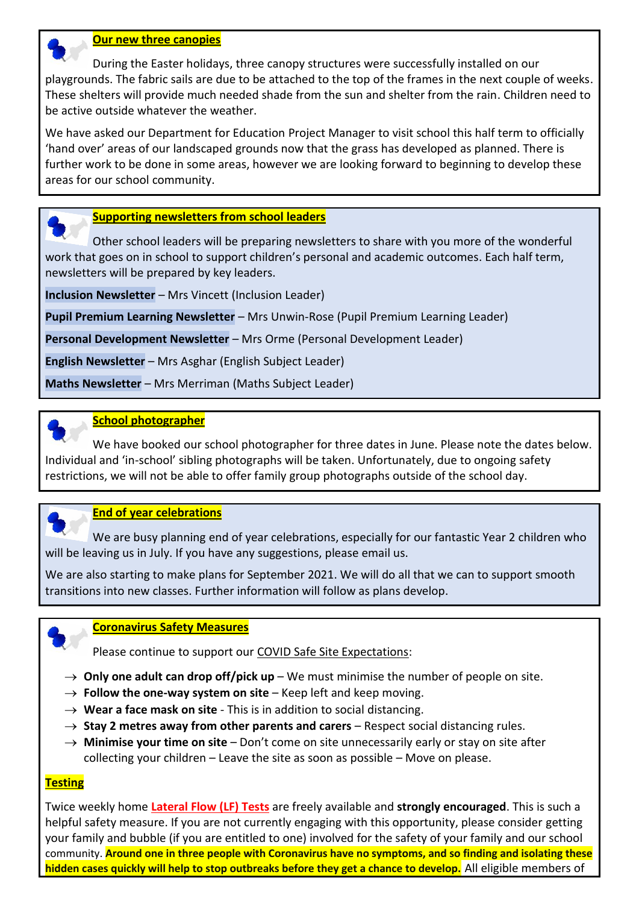## Our new three canopies

During the Easter holidays, three canopy structures were successfully installed on our playgrounds. The fabric sails are due to be attached to the top of the frames in the next couple of weeks. These shelters will provide much needed shade from the sun and shelter from the rain. Children need to be active outside whatever the weather.

We have asked our Department for Education Project Manager to visit school this half term to officially 'hand over' areas of our landscaped grounds now that the grass has developed as planned. There is further work to be done in some areas, however we are looking forward to beginning to develop these areas for our school community.

## Supporting newsletters from school leaders

Other school leaders will be preparing newsletters to share with you more of the wonderful work that goes on in school to support children's personal and academic outcomes. Each half term, newsletters will be prepared by key leaders.

**Inclusion Newsletter** – Mrs Vincett (Inclusion Leader)

**Pupil Premium Learning Newsletter** – Mrs Unwin-Rose (Pupil Premium Learning Leader)

**Personal Development Newsletter** – Mrs Orme (Personal Development Leader)

**English Newsletter** – Mrs Asghar (English Subject Leader)

**Maths Newsletter** – Mrs Merriman (Maths Subject Leader)

## School photographer

We have booked our school photographer for three dates in June. Please note the dates below. Individual and 'in-school' sibling photographs will be taken. Unfortunately, due to ongoing safety restrictions, we will not be able to offer family group photographs outside of the school day.

## End of year celebrations

We are busy planning end of year celebrations, especially for our fantastic Year 2 children who will be leaving us in July. If you have any suggestions, please email us.

We are also starting to make plans for September 2021. We will do all that we can to support smooth transitions into new classes. Further information will follow as plans develop.

## Coronavirus Safety Measures

Please continue to support our COVID Safe Site Expectations:

- → **Only one adult can drop off/pick up** – We must minimise the number of people on site.
- → **Follow the one-way system on site** – Keep left and keep moving.
- → **Wear a face mask on site** - This is in addition to social distancing.
- → **Stay 2 metres away from other parents and carers** – Respect social distancing rules.
- → **Minimise your time on site** – Don't come on site unnecessarily early or stay on site after collecting your children – Leave the site as soon as possible – Move on please.

### Testing

Twice weekly home **Lateral Flow (LF) Tests** are freely available and **strongly encouraged**. This is such a helpful safety measure. If you are not currently engaging with this opportunity, please consider getting your family and bubble (if you are entitled to one) involved for the safety of your family and our school community. **Around one in three people with Coronavirus have no symptoms, and so finding and isolating these hidden cases quickly will help to stop outbreaks before they get a chance to develop.** All eligible members of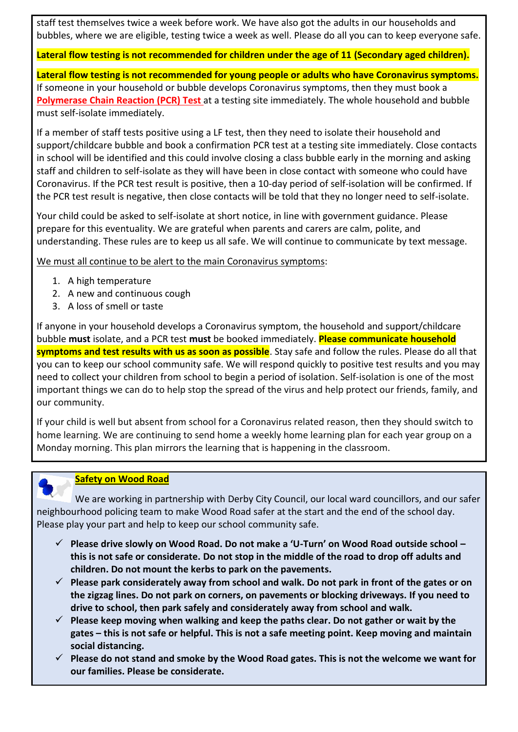staff test themselves twice a week before work. We have also got the adults in our households and bubbles, where we are eligible, testing twice a week as well. Please do all you can to keep everyone safe.

**Lateral flow testing is not recommended for children under the age of 11 (Secondary aged children).**

**Lateral flow testing is not recommended for young people or adults who have Coronavirus symptoms.** If someone in your household or bubble develops Coronavirus symptoms, then they must book a **Polymerase Chain Reaction (PCR) Test** at a testing site immediately. The whole household and bubble must self-isolate immediately.

If a member of staff tests positive using a LF test, then they need to isolate their household and support/childcare bubble and book a confirmation PCR test at a testing site immediately. Close contacts in school will be identified and this could involve closing a class bubble early in the morning and asking staff and children to self-isolate as they will have been in close contact with someone who could have Coronavirus. If the PCR test result is positive, then a 10-day period of self-isolation will be confirmed. If the PCR test result is negative, then close contacts will be told that they no longer need to self-isolate.

Your child could be asked to self-isolate at short notice, in line with government guidance. Please prepare for this eventuality. We are grateful when parents and carers are calm, polite, and understanding. These rules are to keep us all safe. We will continue to communicate by text message.

We must all continue to be alert to the main Coronavirus symptoms:

1. A high temperature
2. A new and continuous cough
3. A loss of smell or taste

If anyone in your household develops a Coronavirus symptom, the household and support/childcare bubble **must** isolate, and a PCR test **must** be booked immediately. **Please communicate household symptoms and test results with us as soon as possible**. Stay safe and follow the rules. Please do all that you can to keep our school community safe. We will respond quickly to positive test results and you may need to collect your children from school to begin a period of isolation. Self-isolation is one of the most important things we can do to help stop the spread of the virus and help protect our friends, family, and our community.

If your child is well but absent from school for a Coronavirus related reason, then they should switch to home learning. We are continuing to send home a weekly home learning plan for each year group on a Monday morning. This plan mirrors the learning that is happening in the classroom.

## Safety on Wood Road

We are working in partnership with Derby City Council, our local ward councillors, and our safer neighbourhood policing team to make Wood Road safer at the start and the end of the school day. Please play your part and help to keep our school community safe.

- ✓ **Please drive slowly on Wood Road. Do not make a 'U-Turn' on Wood Road outside school – this is not safe or considerate. Do not stop in the middle of the road to drop off adults and children. Do not mount the kerbs to park on the pavements.**
- ✓ **Please park considerately away from school and walk. Do not park in front of the gates or on the zigzag lines. Do not park on corners, on pavements or blocking driveways. If you need to drive to school, then park safely and considerately away from school and walk.**
- ✓ **Please keep moving when walking and keep the paths clear. Do not gather or wait by the gates – this is not safe or helpful. This is not a safe meeting point. Keep moving and maintain social distancing.**
- ✓ **Please do not stand and smoke by the Wood Road gates. This is not the welcome we want for our families. Please be considerate.**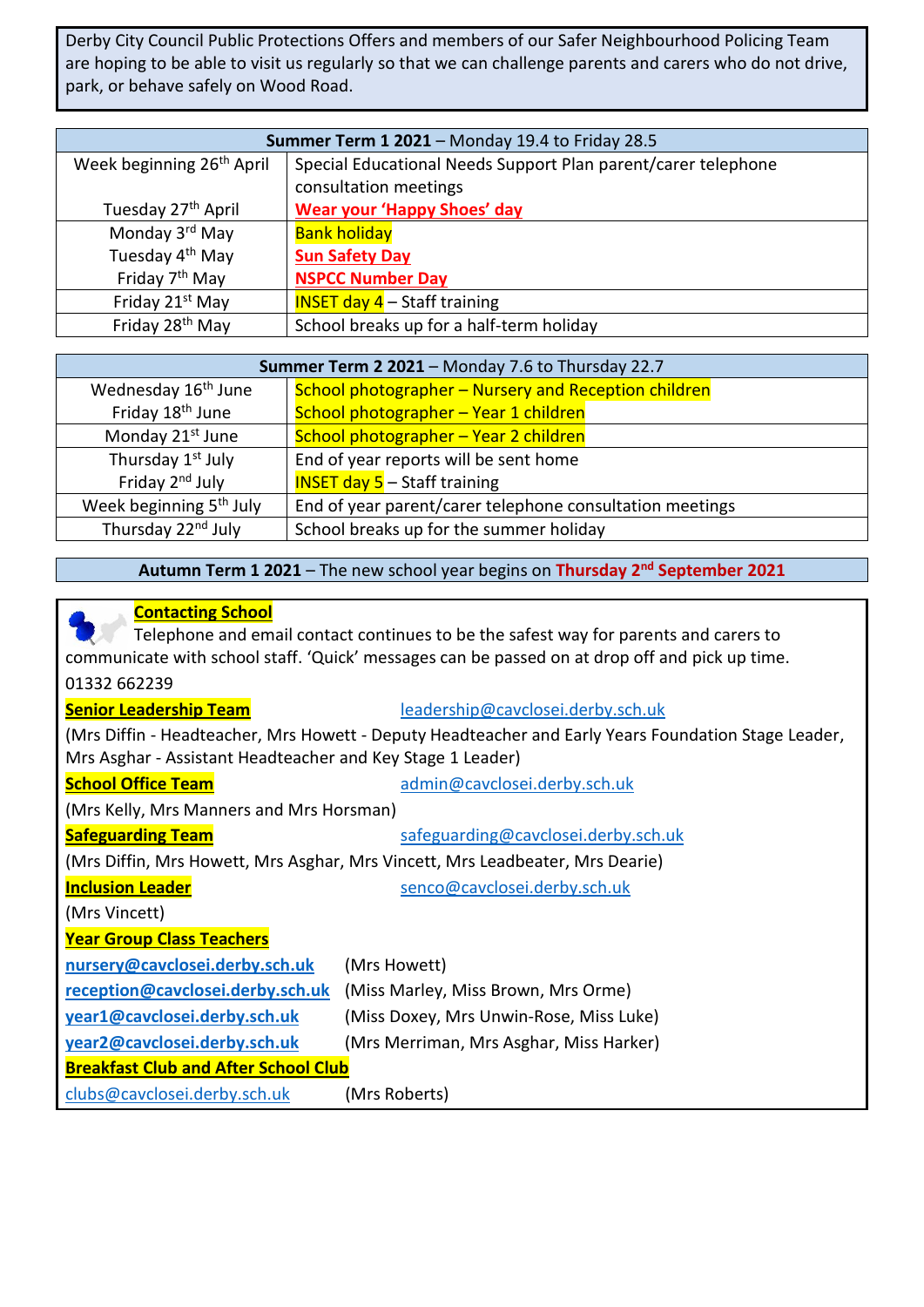Derby City Council Public Protections Offers and members of our Safer Neighbourhood Policing Team are hoping to be able to visit us regularly so that we can challenge parents and carers who do not drive, park, or behave safely on Wood Road.

| **Summer Term 1 2021** – Monday 19.4 to Friday 28.5 | |
|---|---|
| Week beginning 26th April | Special Educational Needs Support Plan parent/carer telephone consultation meetings |
| Tuesday 27th April | **Wear your 'Happy Shoes' day** |
| Monday 3rd May | Bank holiday |
| Tuesday 4th May | **Sun Safety Day** |
| Friday 7th May | **NSPCC Number Day** |
| Friday 21st May | INSET day 4 – Staff training |
| Friday 28th May | School breaks up for a half-term holiday |

| **Summer Term 2 2021** – Monday 7.6 to Thursday 22.7 | |
|---|---|
| Wednesday 16th June | School photographer – Nursery and Reception children |
| Friday 18th June | School photographer – Year 1 children |
| Monday 21st June | School photographer – Year 2 children |
| Thursday 1st July | End of year reports will be sent home |
| Friday 2nd July | INSET day 5 – Staff training |
| Week beginning 5th July | End of year parent/carer telephone consultation meetings |
| Thursday 22nd July | School breaks up for the summer holiday |

**Autumn Term 1 2021** – The new school year begins on **Thursday 2nd September 2021**

## Contacting School

Telephone and email contact continues to be the safest way for parents and carers to communicate with school staff. 'Quick' messages can be passed on at drop off and pick up time.

01332 662239

**Senior Leadership Team** leadership@cavclosei.derby.sch.uk

(Mrs Diffin - Headteacher, Mrs Howett - Deputy Headteacher and Early Years Foundation Stage Leader, Mrs Asghar - Assistant Headteacher and Key Stage 1 Leader)

**School Office Team** admin@cavclosei.derby.sch.uk

(Mrs Kelly, Mrs Manners and Mrs Horsman)

**Safeguarding Team** safeguarding@cavclosei.derby.sch.uk

(Mrs Diffin, Mrs Howett, Mrs Asghar, Mrs Vincett, Mrs Leadbeater, Mrs Dearie)

**Inclusion Leader** senco@cavclosei.derby.sch.uk

(Mrs Vincett)

**Year Group Class Teachers**

**nursery@cavclosei.derby.sch.uk** (Mrs Howett)

**reception@cavclosei.derby.sch.uk** (Miss Marley, Miss Brown, Mrs Orme)

**year1@cavclosei.derby.sch.uk** (Miss Doxey, Mrs Unwin-Rose, Miss Luke)

**year2@cavclosei.derby.sch.uk** (Mrs Merriman, Mrs Asghar, Miss Harker)

**Breakfast Club and After School Club**

clubs@cavclosei.derby.sch.uk (Mrs Roberts)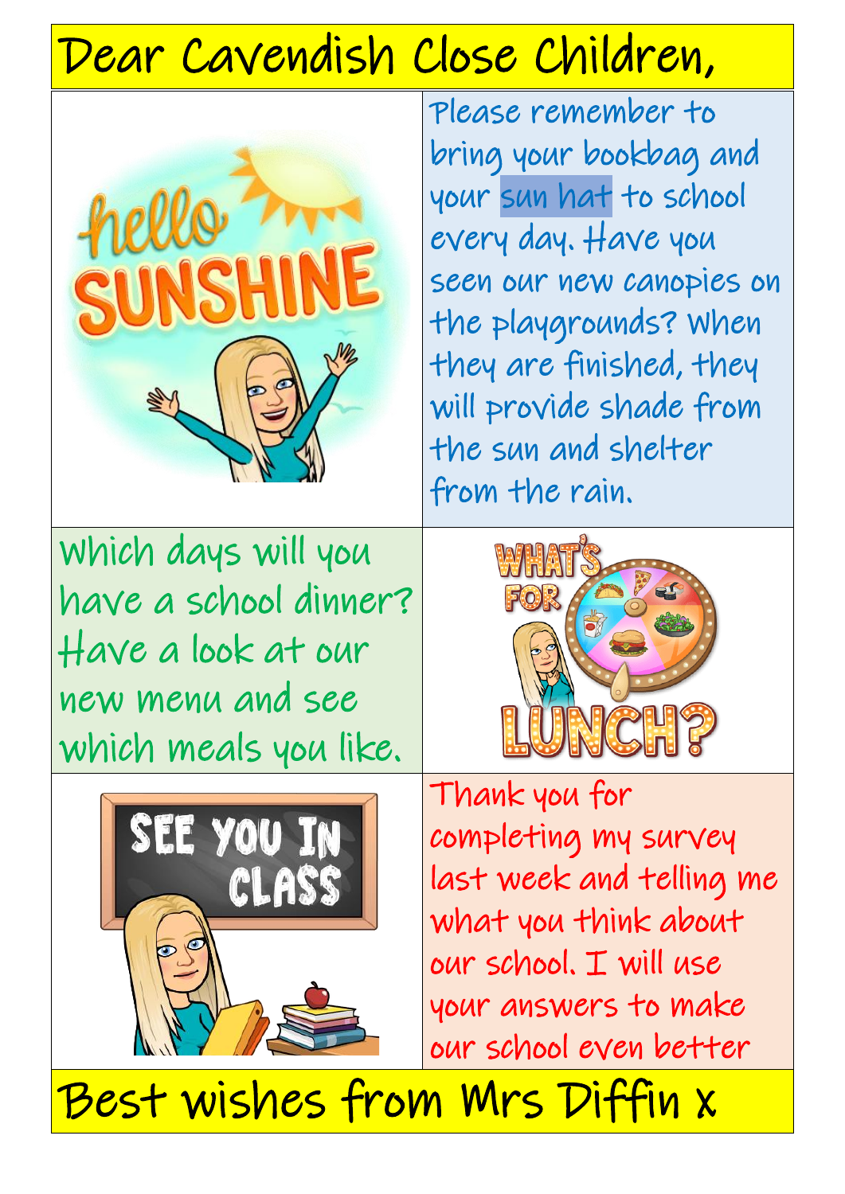# Dear Cavendish Close Children,

Please remember to bring your bookbag and your sun hat to school every day. Have you seen our new canopies on the playgrounds? When they are finished, they will provide shade from the sun and shelter from the rain.

Which days will you have a school dinner? Have a look at our new menu and see which meals you like.

Thank you for completing my survey last week and telling me what you think about our school. I will use your answers to make our school even better

Best wishes from Mrs Diffin x